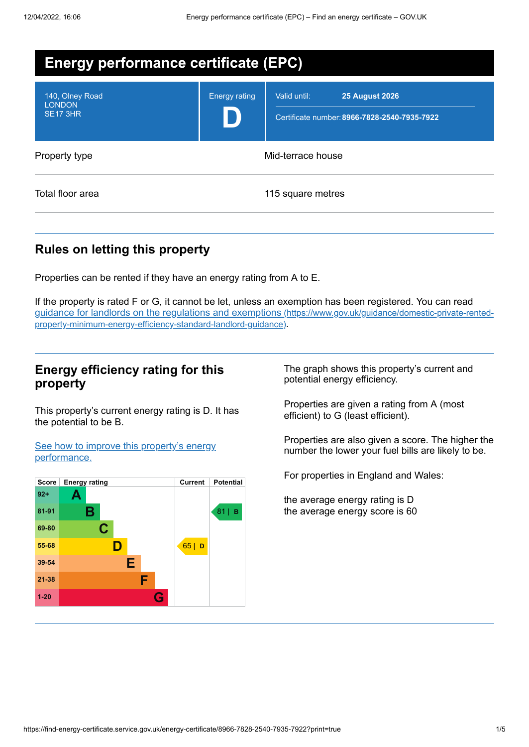# Energy performance certificate (EPC)

| 140, Olney Road<br>LONDON<br>SE17 3HR | Energy rating<br>**D** | Valid until: **25 August 2026**<br>Certificate number: **8966-7828-2540-7935-7922** |
|---|---|---|

| | |
|---|---|
| Property type | Mid-terrace house |
| Total floor area | 115 square metres |

## Rules on letting this property

Properties can be rented if they have an energy rating from A to E.

If the property is rated F or G, it cannot be let, unless an exemption has been registered. You can read [guidance for landlords on the regulations and exemptions (https://www.gov.uk/guidance/domestic-private-rented-property-minimum-energy-efficiency-standard-landlord-guidance)](https://www.gov.uk/guidance/domestic-private-rented-property-minimum-energy-efficiency-standard-landlord-guidance).

## Energy efficiency rating for this property

This property's current energy rating is D. It has the potential to be B.

[See how to improve this property's energy performance.]()

| Score | Energy rating | Current | Potential |
|---|---|---|---|
| 92+ | A | | |
| 81-91 | B | | 81 \| B |
| 69-80 | C | | |
| 55-68 | D | 65 \| D | |
| 39-54 | E | | |
| 21-38 | F | | |
| 1-20 | G | | |

The graph shows this property's current and potential energy efficiency.

Properties are given a rating from A (most efficient) to G (least efficient).

Properties are also given a score. The higher the number the lower your fuel bills are likely to be.

For properties in England and Wales:

the average energy rating is D
the average energy score is 60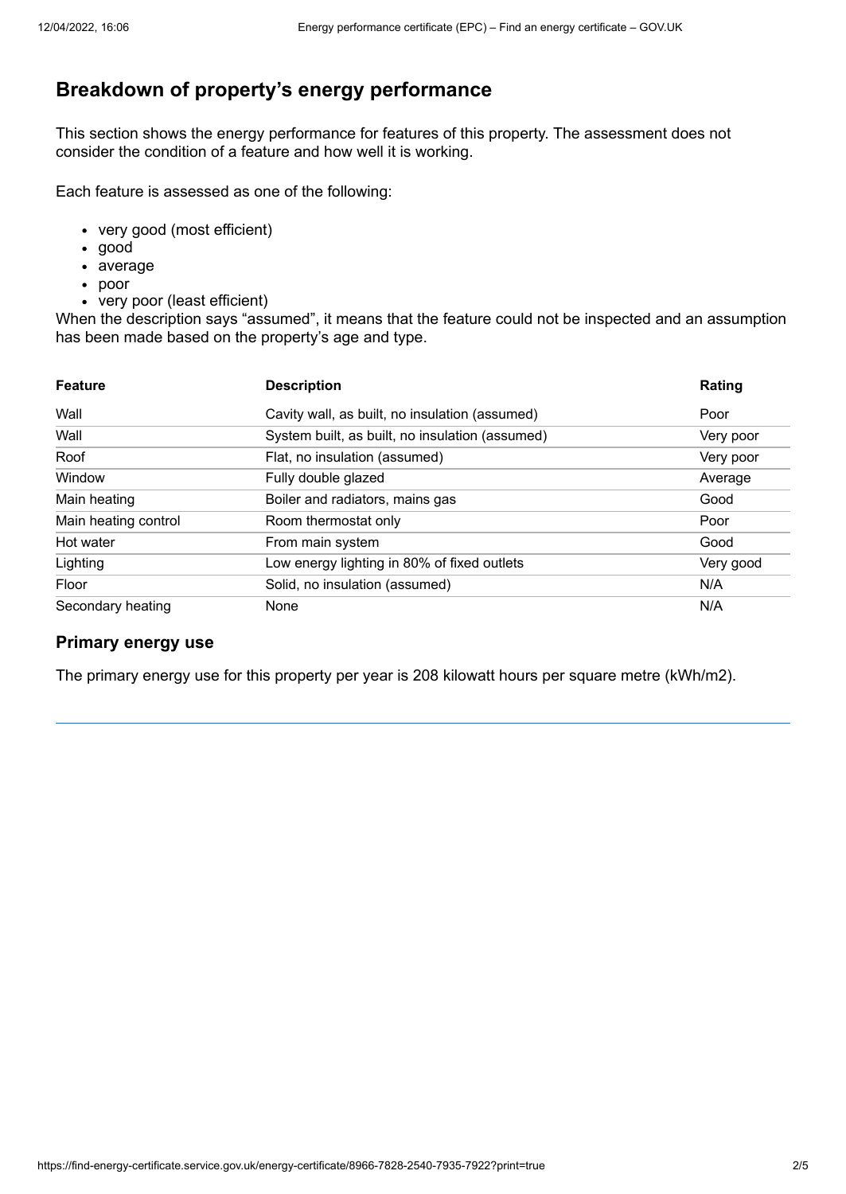## Breakdown of property's energy performance

This section shows the energy performance for features of this property. The assessment does not consider the condition of a feature and how well it is working.

Each feature is assessed as one of the following:

- very good (most efficient)
- good
- average
- poor
- very poor (least efficient)

When the description says "assumed", it means that the feature could not be inspected and an assumption has been made based on the property's age and type.

| Feature | Description | Rating |
|---|---|---|
| Wall | Cavity wall, as built, no insulation (assumed) | Poor |
| Wall | System built, as built, no insulation (assumed) | Very poor |
| Roof | Flat, no insulation (assumed) | Very poor |
| Window | Fully double glazed | Average |
| Main heating | Boiler and radiators, mains gas | Good |
| Main heating control | Room thermostat only | Poor |
| Hot water | From main system | Good |
| Lighting | Low energy lighting in 80% of fixed outlets | Very good |
| Floor | Solid, no insulation (assumed) | N/A |
| Secondary heating | None | N/A |

### Primary energy use

The primary energy use for this property per year is 208 kilowatt hours per square metre (kWh/m2).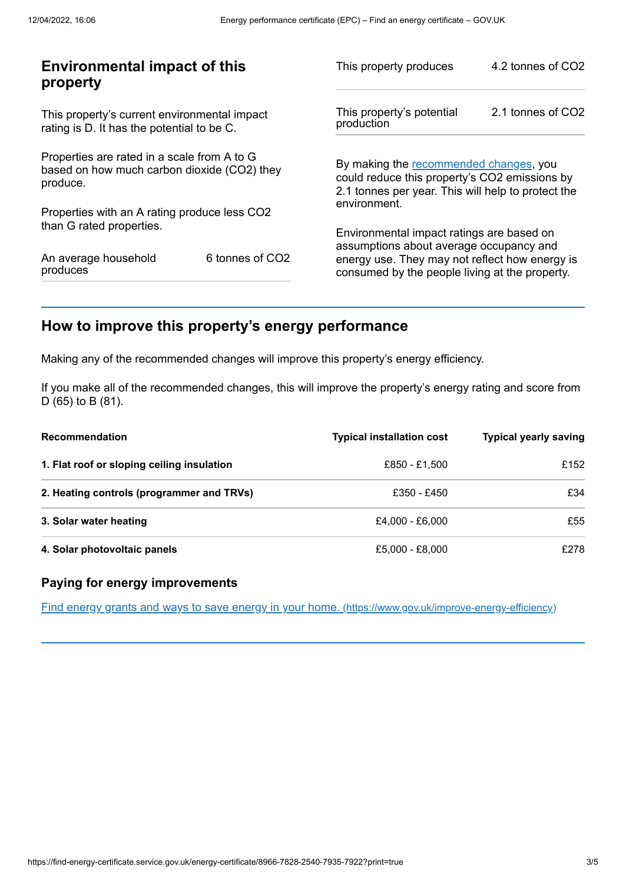## Environmental impact of this property

This property's current environmental impact rating is D. It has the potential to be C.

Properties are rated in a scale from A to G based on how much carbon dioxide ($CO_2$) they produce.

Properties with an A rating produce less $CO_2$ than G rated properties.

| | |
|---|---|
| An average household produces | 6 tonnes of $CO_2$ |

| | |
|---|---|
| This property produces | 4.2 tonnes of $CO_2$ |
| This property's potential production | 2.1 tonnes of $CO_2$ |

By making the recommended changes, you could reduce this property's $CO_2$ emissions by 2.1 tonnes per year. This will help to protect the environment.

Environmental impact ratings are based on assumptions about average occupancy and energy use. They may not reflect how energy is consumed by the people living at the property.

## How to improve this property's energy performance

Making any of the recommended changes will improve this property's energy efficiency.

If you make all of the recommended changes, this will improve the property's energy rating and score from D (65) to B (81).

| Recommendation | Typical installation cost | Typical yearly saving |
|---|---|---|
| **1. Flat roof or sloping ceiling insulation** | £850 - £1,500 | £152 |
| **2. Heating controls (programmer and TRVs)** | £350 - £450 | £34 |
| **3. Solar water heating** | £4,000 - £6,000 | £55 |
| **4. Solar photovoltaic panels** | £5,000 - £8,000 | £278 |

### Paying for energy improvements

Find energy grants and ways to save energy in your home. (https://www.gov.uk/improve-energy-efficiency)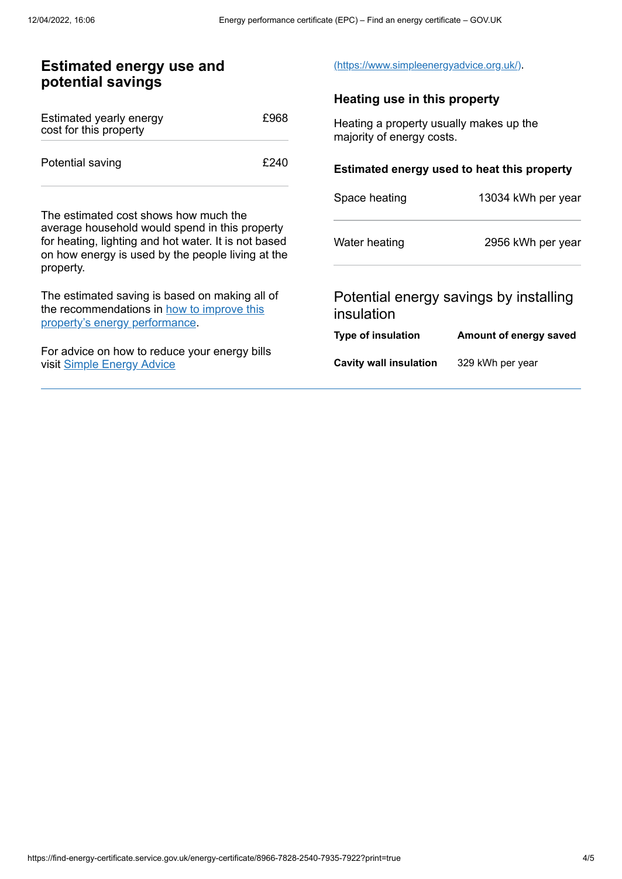## Estimated energy use and potential savings

| | |
|---|---|
| Estimated yearly energy cost for this property | £968 |
| Potential saving | £240 |

The estimated cost shows how much the average household would spend in this property for heating, lighting and hot water. It is not based on how energy is used by the people living at the property.

The estimated saving is based on making all of the recommendations in [how to improve this property's energy performance](#).

For advice on how to reduce your energy bills visit [Simple Energy Advice](https://www.simpleenergyadvice.org.uk/) [(https://www.simpleenergyadvice.org.uk/)](https://www.simpleenergyadvice.org.uk/).

### Heating use in this property

Heating a property usually makes up the majority of energy costs.

#### Estimated energy used to heat this property

| | |
|---|---|
| Space heating | 13034 kWh per year |
| Water heating | 2956 kWh per year |

### Potential energy savings by installing insulation

| Type of insulation | Amount of energy saved |
|---|---|
| **Cavity wall insulation** | 329 kWh per year |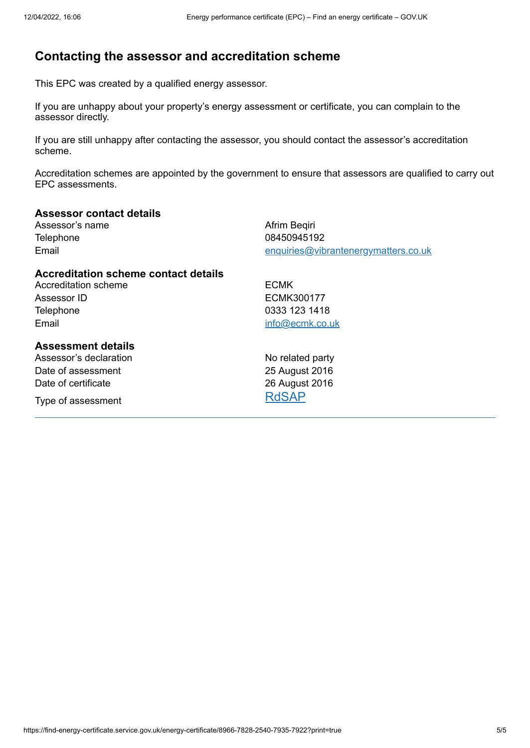## Contacting the assessor and accreditation scheme

This EPC was created by a qualified energy assessor.

If you are unhappy about your property's energy assessment or certificate, you can complain to the assessor directly.

If you are still unhappy after contacting the assessor, you should contact the assessor's accreditation scheme.

Accreditation schemes are appointed by the government to ensure that assessors are qualified to carry out EPC assessments.

### Assessor contact details

| | |
|---|---|
| Assessor's name | Afrim Beqiri |
| Telephone | 08450945192 |
| Email | enquiries@vibrantenergymatters.co.uk |

### Accreditation scheme contact details

| | |
|---|---|
| Accreditation scheme | ECMK |
| Assessor ID | ECMK300177 |
| Telephone | 0333 123 1418 |
| Email | info@ecmk.co.uk |

### Assessment details

| | |
|---|---|
| Assessor's declaration | No related party |
| Date of assessment | 25 August 2016 |
| Date of certificate | 26 August 2016 |
| Type of assessment | RdSAP |